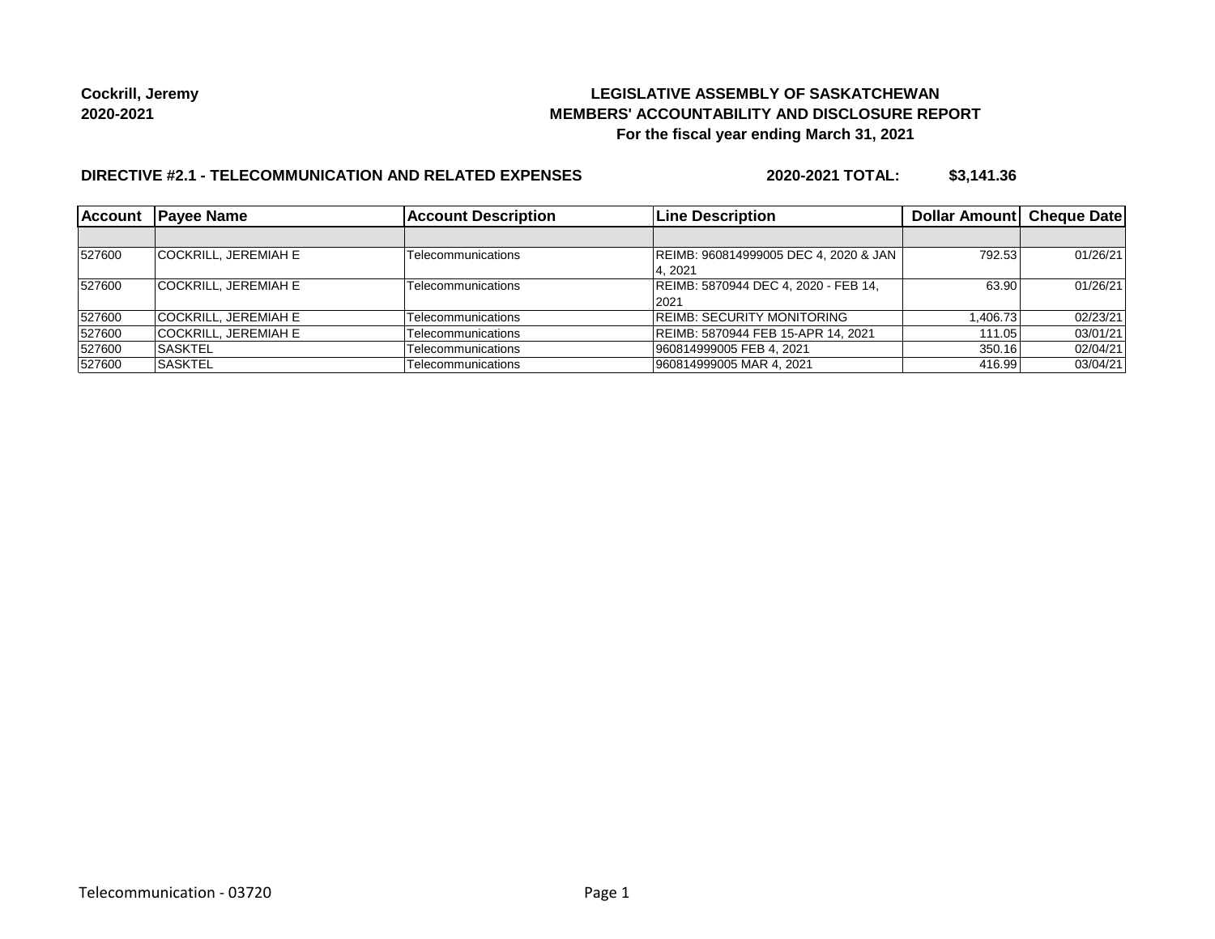**Cockrill, Jeremy**
**2020-2021**

# LEGISLATIVE ASSEMBLY OF SASKATCHEWAN
## MEMBERS' ACCOUNTABILITY AND DISCLOSURE REPORT
**For the fiscal year ending March 31, 2021**

### DIRECTIVE #2.1 - TELECOMMUNICATION AND RELATED EXPENSES

**2020-2021 TOTAL: $3,141.36**

| Account | Payee Name | Account Description | Line Description | Dollar Amount | Cheque Date |
|---|---|---|---|---|---|
| | | | | | |
| 527600 | COCKRILL, JEREMIAH E | Telecommunications | REIMB: 960814999005 DEC 4, 2020 & JAN 4, 2021 | 792.53 | 01/26/21 |
| 527600 | COCKRILL, JEREMIAH E | Telecommunications | REIMB: 5870944 DEC 4, 2020 - FEB 14, 2021 | 63.90 | 01/26/21 |
| 527600 | COCKRILL, JEREMIAH E | Telecommunications | REIMB: SECURITY MONITORING | 1,406.73 | 02/23/21 |
| 527600 | COCKRILL, JEREMIAH E | Telecommunications | REIMB: 5870944 FEB 15-APR 14, 2021 | 111.05 | 03/01/21 |
| 527600 | SASKTEL | Telecommunications | 960814999005 FEB 4, 2021 | 350.16 | 02/04/21 |
| 527600 | SASKTEL | Telecommunications | 960814999005 MAR 4, 2021 | 416.99 | 03/04/21 |

Telecommunication - 03720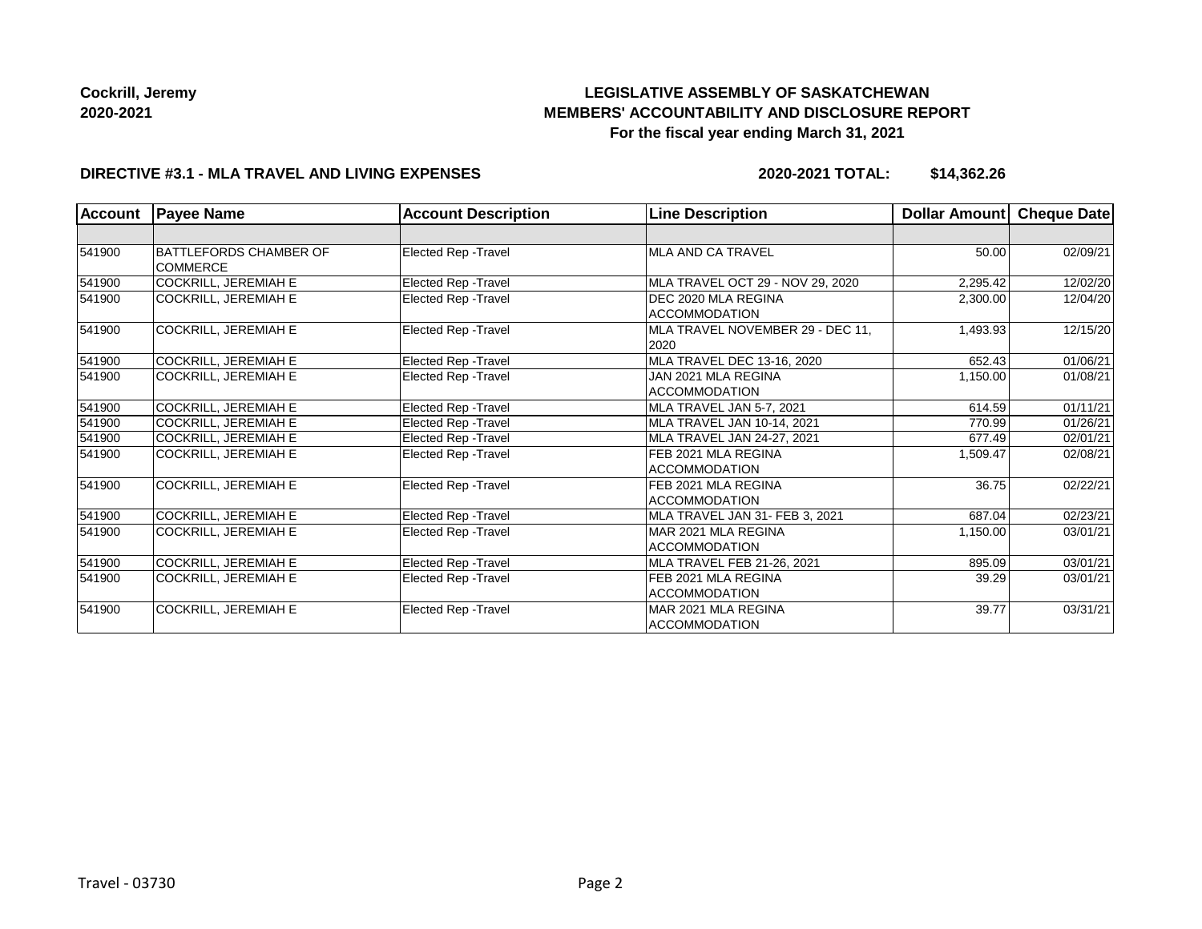**Cockrill, Jeremy**
**2020-2021**

**LEGISLATIVE ASSEMBLY OF SASKATCHEWAN**
**MEMBERS' ACCOUNTABILITY AND DISCLOSURE REPORT**
**For the fiscal year ending March 31, 2021**

**DIRECTIVE #3.1 - MLA TRAVEL AND LIVING EXPENSES** **2020-2021 TOTAL: $14,362.26**

| Account | Payee Name | Account Description | Line Description | Dollar Amount | Cheque Date |
|---|---|---|---|---|---|
| | | | | | |
| 541900 | BATTLEFORDS CHAMBER OF COMMERCE | Elected Rep -Travel | MLA AND CA TRAVEL | 50.00 | 02/09/21 |
| 541900 | COCKRILL, JEREMIAH E | Elected Rep -Travel | MLA TRAVEL OCT 29 - NOV 29, 2020 | 2,295.42 | 12/02/20 |
| 541900 | COCKRILL, JEREMIAH E | Elected Rep -Travel | DEC 2020 MLA REGINA ACCOMMODATION | 2,300.00 | 12/04/20 |
| 541900 | COCKRILL, JEREMIAH E | Elected Rep -Travel | MLA TRAVEL NOVEMBER 29 - DEC 11, 2020 | 1,493.93 | 12/15/20 |
| 541900 | COCKRILL, JEREMIAH E | Elected Rep -Travel | MLA TRAVEL DEC 13-16, 2020 | 652.43 | 01/06/21 |
| 541900 | COCKRILL, JEREMIAH E | Elected Rep -Travel | JAN 2021 MLA REGINA ACCOMMODATION | 1,150.00 | 01/08/21 |
| 541900 | COCKRILL, JEREMIAH E | Elected Rep -Travel | MLA TRAVEL JAN 5-7, 2021 | 614.59 | 01/11/21 |
| 541900 | COCKRILL, JEREMIAH E | Elected Rep -Travel | MLA TRAVEL JAN 10-14, 2021 | 770.99 | 01/26/21 |
| 541900 | COCKRILL, JEREMIAH E | Elected Rep -Travel | MLA TRAVEL JAN 24-27, 2021 | 677.49 | 02/01/21 |
| 541900 | COCKRILL, JEREMIAH E | Elected Rep -Travel | FEB 2021 MLA REGINA ACCOMMODATION | 1,509.47 | 02/08/21 |
| 541900 | COCKRILL, JEREMIAH E | Elected Rep -Travel | FEB 2021 MLA REGINA ACCOMMODATION | 36.75 | 02/22/21 |
| 541900 | COCKRILL, JEREMIAH E | Elected Rep -Travel | MLA TRAVEL JAN 31- FEB 3, 2021 | 687.04 | 02/23/21 |
| 541900 | COCKRILL, JEREMIAH E | Elected Rep -Travel | MAR 2021 MLA REGINA ACCOMMODATION | 1,150.00 | 03/01/21 |
| 541900 | COCKRILL, JEREMIAH E | Elected Rep -Travel | MLA TRAVEL FEB 21-26, 2021 | 895.09 | 03/01/21 |
| 541900 | COCKRILL, JEREMIAH E | Elected Rep -Travel | FEB 2021 MLA REGINA ACCOMMODATION | 39.29 | 03/01/21 |
| 541900 | COCKRILL, JEREMIAH E | Elected Rep -Travel | MAR 2021 MLA REGINA ACCOMMODATION | 39.77 | 03/31/21 |

Travel - 03730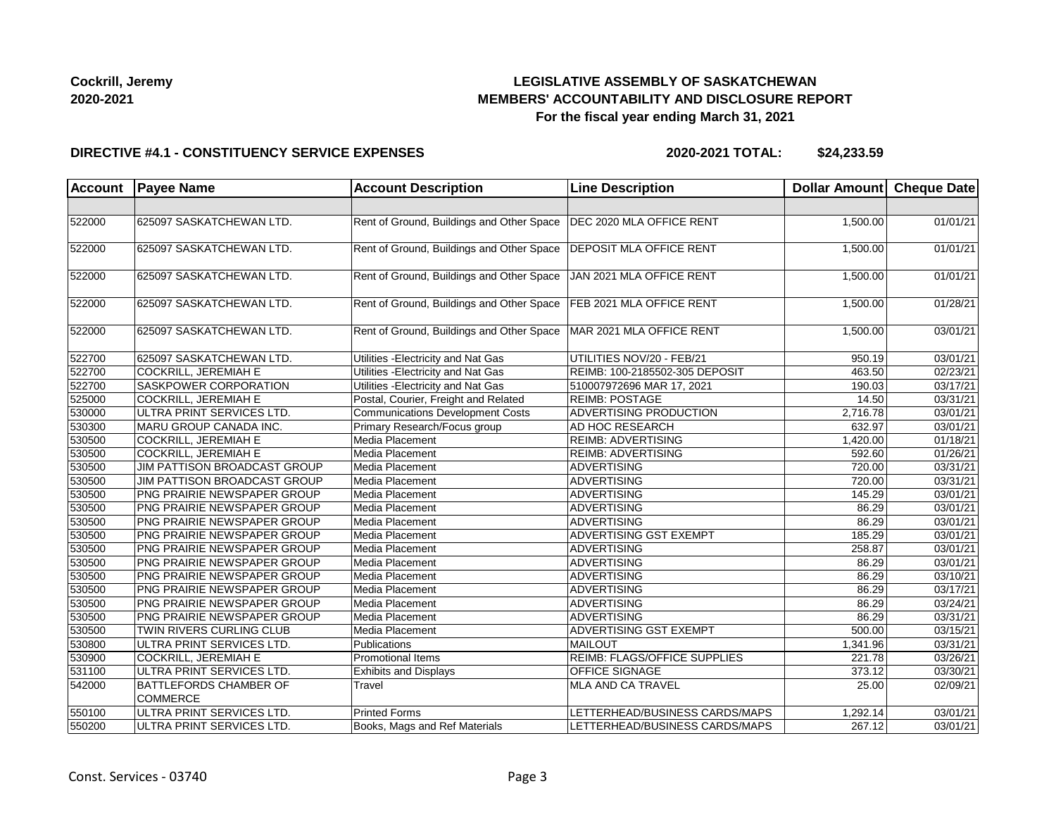**Cockrill, Jeremy**
**2020-2021**

# LEGISLATIVE ASSEMBLY OF SASKATCHEWAN
## MEMBERS' ACCOUNTABILITY AND DISCLOSURE REPORT
### For the fiscal year ending March 31, 2021

**DIRECTIVE #4.1 - CONSTITUENCY SERVICE EXPENSES** **2020-2021 TOTAL: $24,233.59**

| Account | Payee Name | Account Description | Line Description | Dollar Amount | Cheque Date |
|---|---|---|---|---|---|
| | | | | | |
| 522000 | 625097 SASKATCHEWAN LTD. | Rent of Ground, Buildings and Other Space | DEC 2020 MLA OFFICE RENT | 1,500.00 | 01/01/21 |
| 522000 | 625097 SASKATCHEWAN LTD. | Rent of Ground, Buildings and Other Space | DEPOSIT MLA OFFICE RENT | 1,500.00 | 01/01/21 |
| 522000 | 625097 SASKATCHEWAN LTD. | Rent of Ground, Buildings and Other Space | JAN 2021 MLA OFFICE RENT | 1,500.00 | 01/01/21 |
| 522000 | 625097 SASKATCHEWAN LTD. | Rent of Ground, Buildings and Other Space | FEB 2021 MLA OFFICE RENT | 1,500.00 | 01/28/21 |
| 522000 | 625097 SASKATCHEWAN LTD. | Rent of Ground, Buildings and Other Space | MAR 2021 MLA OFFICE RENT | 1,500.00 | 03/01/21 |
| 522700 | 625097 SASKATCHEWAN LTD. | Utilities -Electricity and Nat Gas | UTILITIES NOV/20 - FEB/21 | 950.19 | 03/01/21 |
| 522700 | COCKRILL, JEREMIAH E | Utilities -Electricity and Nat Gas | REIMB: 100-2185502-305 DEPOSIT | 463.50 | 02/23/21 |
| 522700 | SASKPOWER CORPORATION | Utilities -Electricity and Nat Gas | 510007972696 MAR 17, 2021 | 190.03 | 03/17/21 |
| 525000 | COCKRILL, JEREMIAH E | Postal, Courier, Freight and Related | REIMB: POSTAGE | 14.50 | 03/31/21 |
| 530000 | ULTRA PRINT SERVICES LTD. | Communications Development Costs | ADVERTISING PRODUCTION | 2,716.78 | 03/01/21 |
| 530300 | MARU GROUP CANADA INC. | Primary Research/Focus group | AD HOC RESEARCH | 632.97 | 03/01/21 |
| 530500 | COCKRILL, JEREMIAH E | Media Placement | REIMB: ADVERTISING | 1,420.00 | 01/18/21 |
| 530500 | COCKRILL, JEREMIAH E | Media Placement | REIMB: ADVERTISING | 592.60 | 01/26/21 |
| 530500 | JIM PATTISON BROADCAST GROUP | Media Placement | ADVERTISING | 720.00 | 03/31/21 |
| 530500 | JIM PATTISON BROADCAST GROUP | Media Placement | ADVERTISING | 720.00 | 03/31/21 |
| 530500 | PNG PRAIRIE NEWSPAPER GROUP | Media Placement | ADVERTISING | 145.29 | 03/01/21 |
| 530500 | PNG PRAIRIE NEWSPAPER GROUP | Media Placement | ADVERTISING | 86.29 | 03/01/21 |
| 530500 | PNG PRAIRIE NEWSPAPER GROUP | Media Placement | ADVERTISING | 86.29 | 03/01/21 |
| 530500 | PNG PRAIRIE NEWSPAPER GROUP | Media Placement | ADVERTISING GST EXEMPT | 185.29 | 03/01/21 |
| 530500 | PNG PRAIRIE NEWSPAPER GROUP | Media Placement | ADVERTISING | 258.87 | 03/01/21 |
| 530500 | PNG PRAIRIE NEWSPAPER GROUP | Media Placement | ADVERTISING | 86.29 | 03/01/21 |
| 530500 | PNG PRAIRIE NEWSPAPER GROUP | Media Placement | ADVERTISING | 86.29 | 03/10/21 |
| 530500 | PNG PRAIRIE NEWSPAPER GROUP | Media Placement | ADVERTISING | 86.29 | 03/17/21 |
| 530500 | PNG PRAIRIE NEWSPAPER GROUP | Media Placement | ADVERTISING | 86.29 | 03/24/21 |
| 530500 | PNG PRAIRIE NEWSPAPER GROUP | Media Placement | ADVERTISING | 86.29 | 03/31/21 |
| 530500 | TWIN RIVERS CURLING CLUB | Media Placement | ADVERTISING GST EXEMPT | 500.00 | 03/15/21 |
| 530800 | ULTRA PRINT SERVICES LTD. | Publications | MAILOUT | 1,341.96 | 03/31/21 |
| 530900 | COCKRILL, JEREMIAH E | Promotional Items | REIMB: FLAGS/OFFICE SUPPLIES | 221.78 | 03/26/21 |
| 531100 | ULTRA PRINT SERVICES LTD. | Exhibits and Displays | OFFICE SIGNAGE | 373.12 | 03/30/21 |
| 542000 | BATTLEFORDS CHAMBER OF COMMERCE | Travel | MLA AND CA TRAVEL | 25.00 | 02/09/21 |
| 550100 | ULTRA PRINT SERVICES LTD. | Printed Forms | LETTERHEAD/BUSINESS CARDS/MAPS | 1,292.14 | 03/01/21 |
| 550200 | ULTRA PRINT SERVICES LTD. | Books, Mags and Ref Materials | LETTERHEAD/BUSINESS CARDS/MAPS | 267.12 | 03/01/21 |

Const. Services - 03740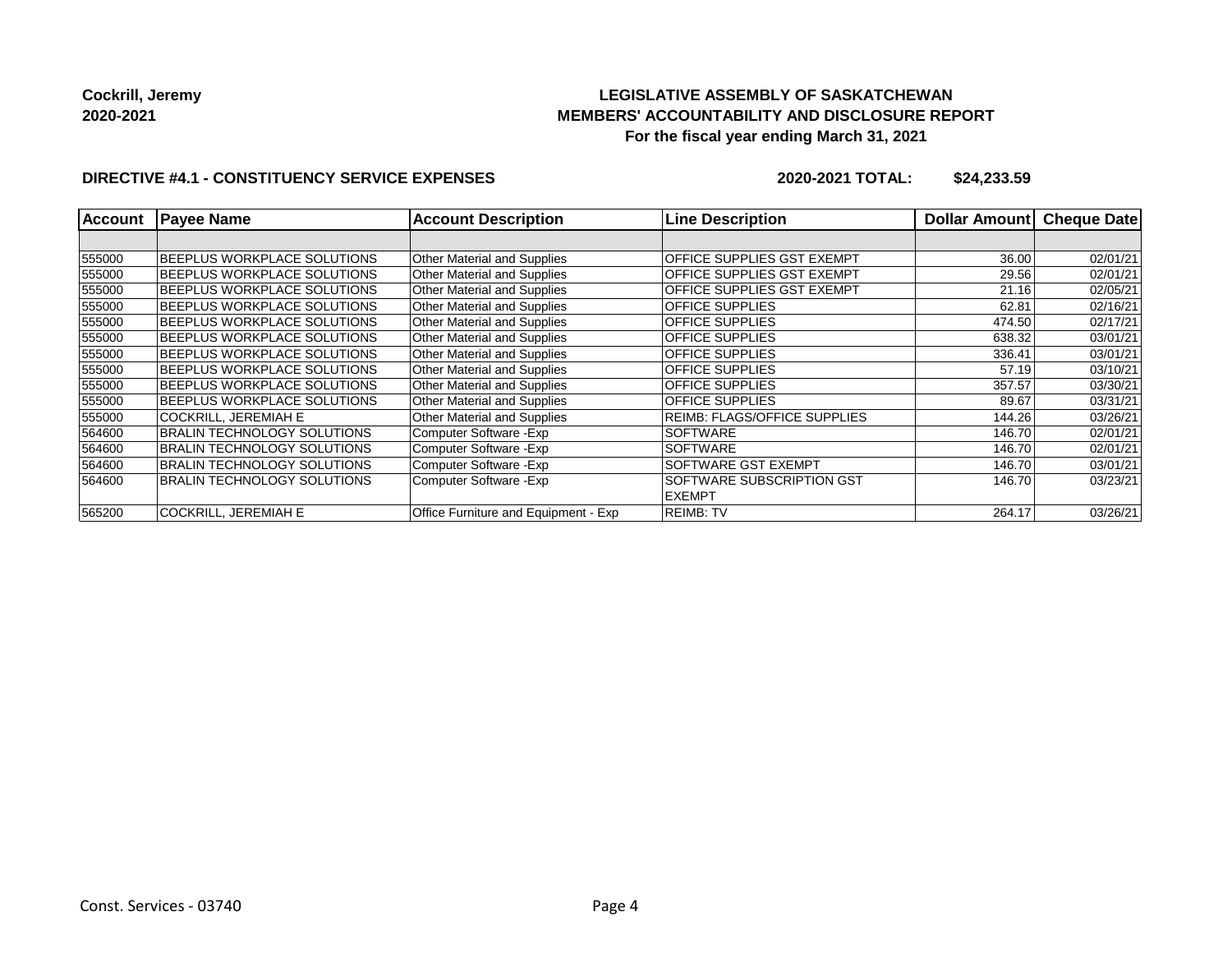Cockrill, Jeremy
2020-2021

# LEGISLATIVE ASSEMBLY OF SASKATCHEWAN
## MEMBERS' ACCOUNTABILITY AND DISCLOSURE REPORT
### For the fiscal year ending March 31, 2021

**DIRECTIVE #4.1 - CONSTITUENCY SERVICE EXPENSES** **2020-2021 TOTAL: $24,233.59**

| Account | Payee Name | Account Description | Line Description | Dollar Amount | Cheque Date |
|---|---|---|---|---|---|
| | | | | | |
| 555000 | BEEPLUS WORKPLACE SOLUTIONS | Other Material and Supplies | OFFICE SUPPLIES GST EXEMPT | 36.00 | 02/01/21 |
| 555000 | BEEPLUS WORKPLACE SOLUTIONS | Other Material and Supplies | OFFICE SUPPLIES GST EXEMPT | 29.56 | 02/01/21 |
| 555000 | BEEPLUS WORKPLACE SOLUTIONS | Other Material and Supplies | OFFICE SUPPLIES GST EXEMPT | 21.16 | 02/05/21 |
| 555000 | BEEPLUS WORKPLACE SOLUTIONS | Other Material and Supplies | OFFICE SUPPLIES | 62.81 | 02/16/21 |
| 555000 | BEEPLUS WORKPLACE SOLUTIONS | Other Material and Supplies | OFFICE SUPPLIES | 474.50 | 02/17/21 |
| 555000 | BEEPLUS WORKPLACE SOLUTIONS | Other Material and Supplies | OFFICE SUPPLIES | 638.32 | 03/01/21 |
| 555000 | BEEPLUS WORKPLACE SOLUTIONS | Other Material and Supplies | OFFICE SUPPLIES | 336.41 | 03/01/21 |
| 555000 | BEEPLUS WORKPLACE SOLUTIONS | Other Material and Supplies | OFFICE SUPPLIES | 57.19 | 03/10/21 |
| 555000 | BEEPLUS WORKPLACE SOLUTIONS | Other Material and Supplies | OFFICE SUPPLIES | 357.57 | 03/30/21 |
| 555000 | BEEPLUS WORKPLACE SOLUTIONS | Other Material and Supplies | OFFICE SUPPLIES | 89.67 | 03/31/21 |
| 555000 | COCKRILL, JEREMIAH E | Other Material and Supplies | REIMB: FLAGS/OFFICE SUPPLIES | 144.26 | 03/26/21 |
| 564600 | BRALIN TECHNOLOGY SOLUTIONS | Computer Software -Exp | SOFTWARE | 146.70 | 02/01/21 |
| 564600 | BRALIN TECHNOLOGY SOLUTIONS | Computer Software -Exp | SOFTWARE | 146.70 | 02/01/21 |
| 564600 | BRALIN TECHNOLOGY SOLUTIONS | Computer Software -Exp | SOFTWARE GST EXEMPT | 146.70 | 03/01/21 |
| 564600 | BRALIN TECHNOLOGY SOLUTIONS | Computer Software -Exp | SOFTWARE SUBSCRIPTION GST EXEMPT | 146.70 | 03/23/21 |
| 565200 | COCKRILL, JEREMIAH E | Office Furniture and Equipment - Exp | REIMB: TV | 264.17 | 03/26/21 |

Const. Services - 03740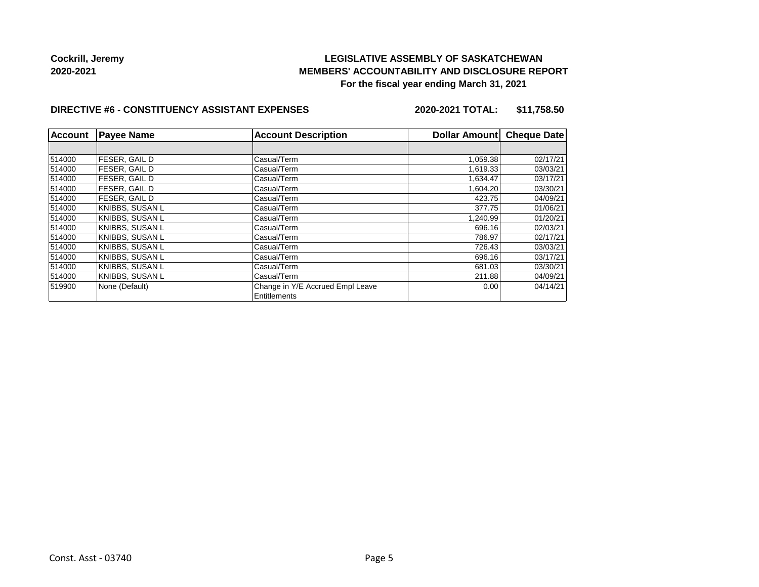**Cockrill, Jeremy**
**2020-2021**

**LEGISLATIVE ASSEMBLY OF SASKATCHEWAN**
**MEMBERS' ACCOUNTABILITY AND DISCLOSURE REPORT**
**For the fiscal year ending March 31, 2021**

**DIRECTIVE #6 - CONSTITUENCY ASSISTANT EXPENSES** **2020-2021 TOTAL: $11,758.50**

| Account | Payee Name | Account Description | Dollar Amount | Cheque Date |
|---|---|---|---|---|
| | | | | |
| 514000 | FESER, GAIL D | Casual/Term | 1,059.38 | 02/17/21 |
| 514000 | FESER, GAIL D | Casual/Term | 1,619.33 | 03/03/21 |
| 514000 | FESER, GAIL D | Casual/Term | 1,634.47 | 03/17/21 |
| 514000 | FESER, GAIL D | Casual/Term | 1,604.20 | 03/30/21 |
| 514000 | FESER, GAIL D | Casual/Term | 423.75 | 04/09/21 |
| 514000 | KNIBBS, SUSAN L | Casual/Term | 377.75 | 01/06/21 |
| 514000 | KNIBBS, SUSAN L | Casual/Term | 1,240.99 | 01/20/21 |
| 514000 | KNIBBS, SUSAN L | Casual/Term | 696.16 | 02/03/21 |
| 514000 | KNIBBS, SUSAN L | Casual/Term | 786.97 | 02/17/21 |
| 514000 | KNIBBS, SUSAN L | Casual/Term | 726.43 | 03/03/21 |
| 514000 | KNIBBS, SUSAN L | Casual/Term | 696.16 | 03/17/21 |
| 514000 | KNIBBS, SUSAN L | Casual/Term | 681.03 | 03/30/21 |
| 514000 | KNIBBS, SUSAN L | Casual/Term | 211.88 | 04/09/21 |
| 519900 | None (Default) | Change in Y/E Accrued Empl Leave Entitlements | 0.00 | 04/14/21 |

Const. Asst - 03740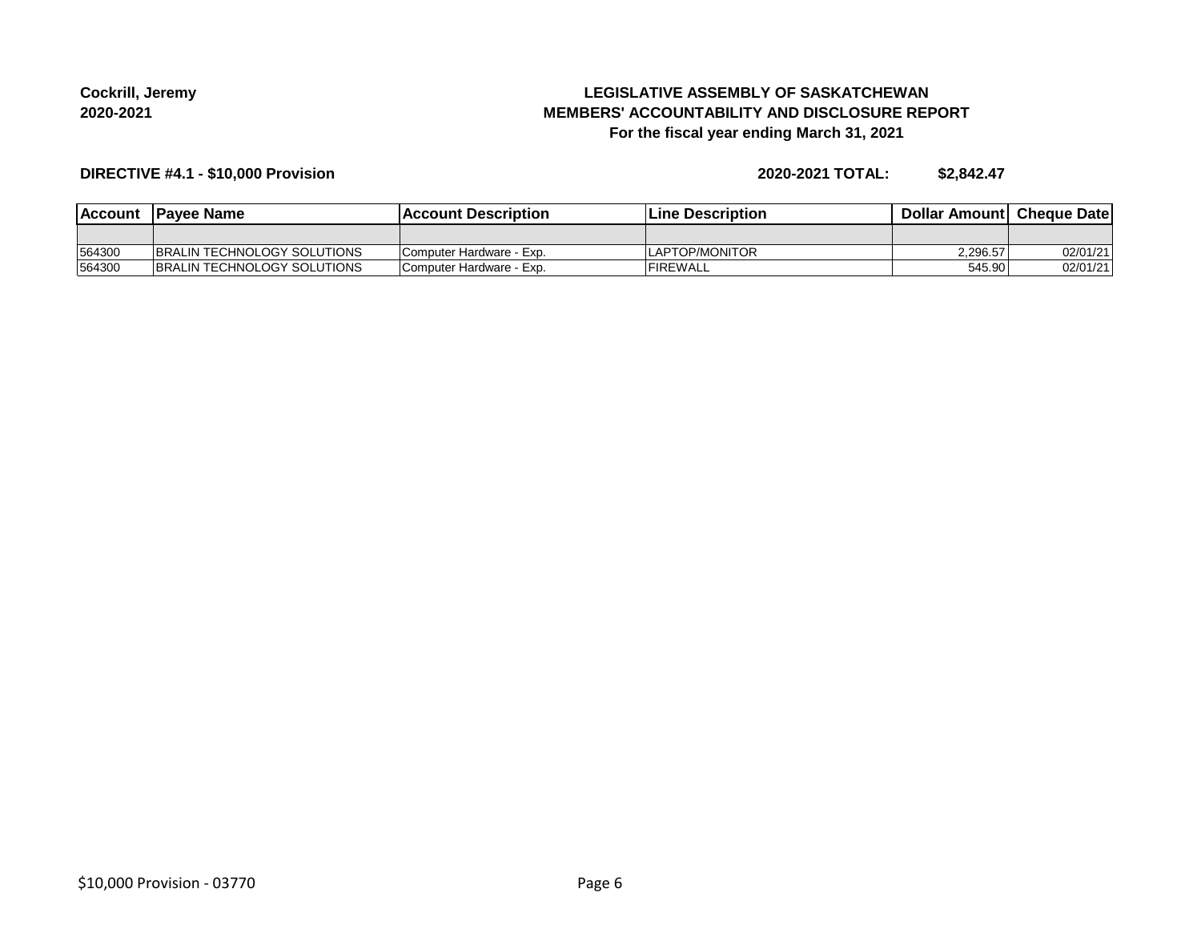**Cockrill, Jeremy**
**2020-2021**

**LEGISLATIVE ASSEMBLY OF SASKATCHEWAN**
**MEMBERS' ACCOUNTABILITY AND DISCLOSURE REPORT**
**For the fiscal year ending March 31, 2021**

**DIRECTIVE #4.1 - $10,000 Provision** **2020-2021 TOTAL: $2,842.47**

| Account | Payee Name | Account Description | Line Description | Dollar Amount | Cheque Date |
|---|---|---|---|---|---|
| | | | | | |
| 564300 | BRALIN TECHNOLOGY SOLUTIONS | Computer Hardware - Exp. | LAPTOP/MONITOR | 2,296.57 | 02/01/21 |
| 564300 | BRALIN TECHNOLOGY SOLUTIONS | Computer Hardware - Exp. | FIREWALL | 545.90 | 02/01/21 |

$10,000 Provision - 03770